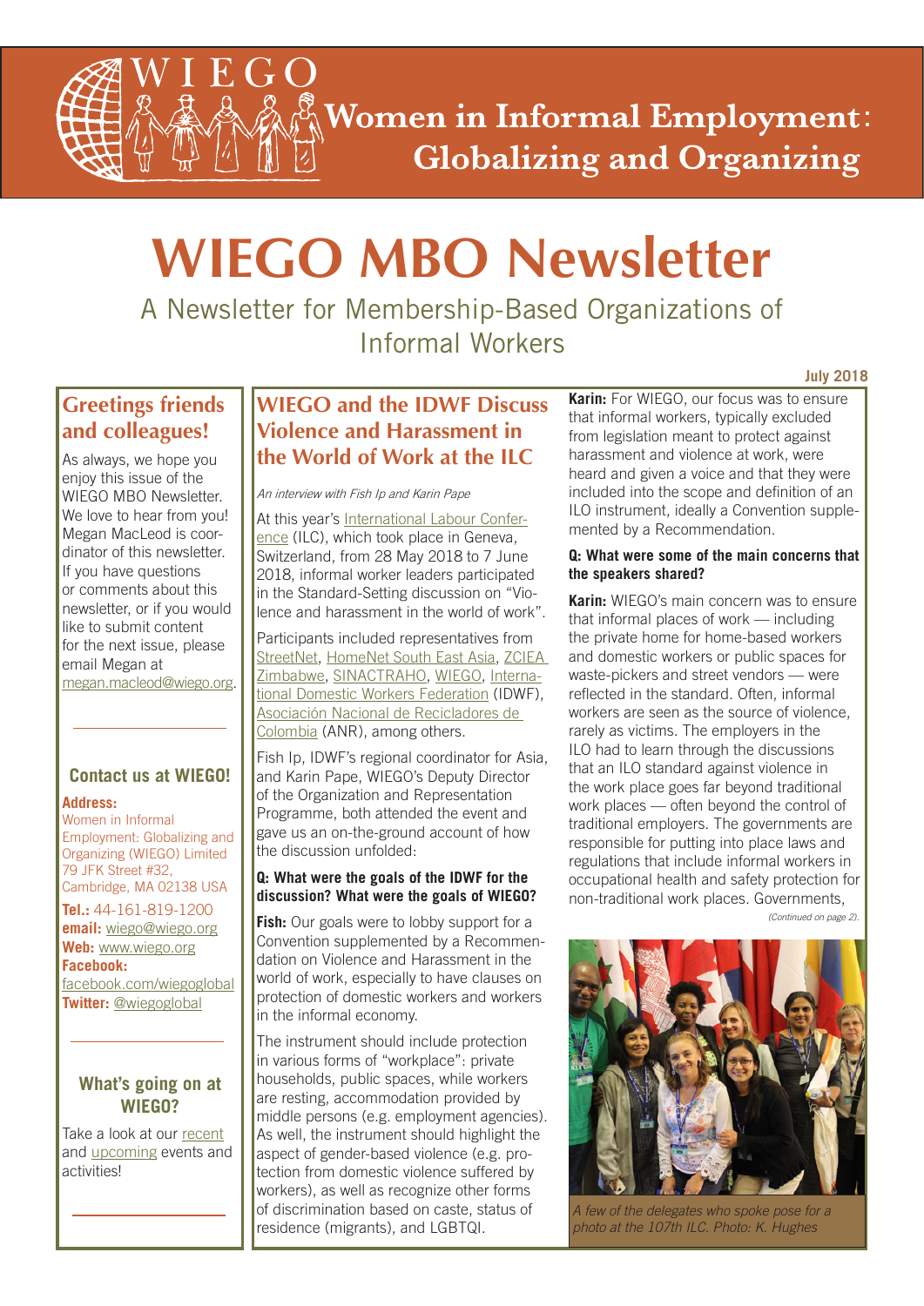# WIEGO

## Women in Informal Employment: Globalizing and Organizing

# WIEGO MBO Newsletter

A Newsletter for Membership-Based Organizations of Informal Workers

**July 2018**

## Greetings friends and colleagues!

As always, we hope you enjoy this issue of the WIEGO MBO Newsletter. We love to hear from you! Megan MacLeod is coordinator of this newsletter. If you have questions or comments about this newsletter, or if you would like to submit content for the next issue, please email Megan at megan.macleod@wiego.org.

### Contact us at WIEGO!

**Address:**
Women in Informal Employment: Globalizing and Organizing (WIEGO) Limited
79 JFK Street #32,
Cambridge, MA 02138 USA

**Tel.:** 44-161-819-1200
**email:** wiego@wiego.org
**Web:** www.wiego.org
**Facebook:** facebook.com/wiegoglobal
**Twitter:** @wiegoglobal

### What's going on at WIEGO?

Take a look at our recent and upcoming events and activities!

## WIEGO and the IDWF Discuss Violence and Harassment in the World of Work at the ILC

*An interview with Fish Ip and Karin Pape*

At this year's International Labour Conference (ILC), which took place in Geneva, Switzerland, from 28 May 2018 to 7 June 2018, informal worker leaders participated in the Standard-Setting discussion on "Violence and harassment in the world of work".

Participants included representatives from StreetNet, HomeNet South East Asia, ZCIEA Zimbabwe, SINACTRAHO, WIEGO, International Domestic Workers Federation (IDWF), Asociación Nacional de Recicladores de Colombia (ANR), among others.

Fish Ip, IDWF's regional coordinator for Asia, and Karin Pape, WIEGO's Deputy Director of the Organization and Representation Programme, both attended the event and gave us an on-the-ground account of how the discussion unfolded:

**Q: What were the goals of the IDWF for the discussion? What were the goals of WIEGO?**

**Fish:** Our goals were to lobby support for a Convention supplemented by a Recommendation on Violence and Harassment in the world of work, especially to have clauses on protection of domestic workers and workers in the informal economy.

The instrument should include protection in various forms of "workplace": private households, public spaces, while workers are resting, accommodation provided by middle persons (e.g. employment agencies). As well, the instrument should highlight the aspect of gender-based violence (e.g. protection from domestic violence suffered by workers), as well as recognize other forms of discrimination based on caste, status of residence (migrants), and LGBTQI.

**Karin:** For WIEGO, our focus was to ensure that informal workers, typically excluded from legislation meant to protect against harassment and violence at work, were heard and given a voice and that they were included into the scope and definition of an ILO instrument, ideally a Convention supplemented by a Recommendation.

**Q: What were some of the main concerns that the speakers shared?**

**Karin:** WIEGO's main concern was to ensure that informal places of work — including the private home for home-based workers and domestic workers or public spaces for waste-pickers and street vendors — were reflected in the standard. Often, informal workers are seen as the source of violence, rarely as victims. The employers in the ILO had to learn through the discussions that an ILO standard against violence in the work place goes far beyond traditional work places — often beyond the control of traditional employers. The governments are responsible for putting into place laws and regulations that include informal workers in occupational health and safety protection for non-traditional work places. Governments,

*(Continued on page 2).*

*A few of the delegates who spoke pose for a photo at the 107th ILC. Photo: K. Hughes*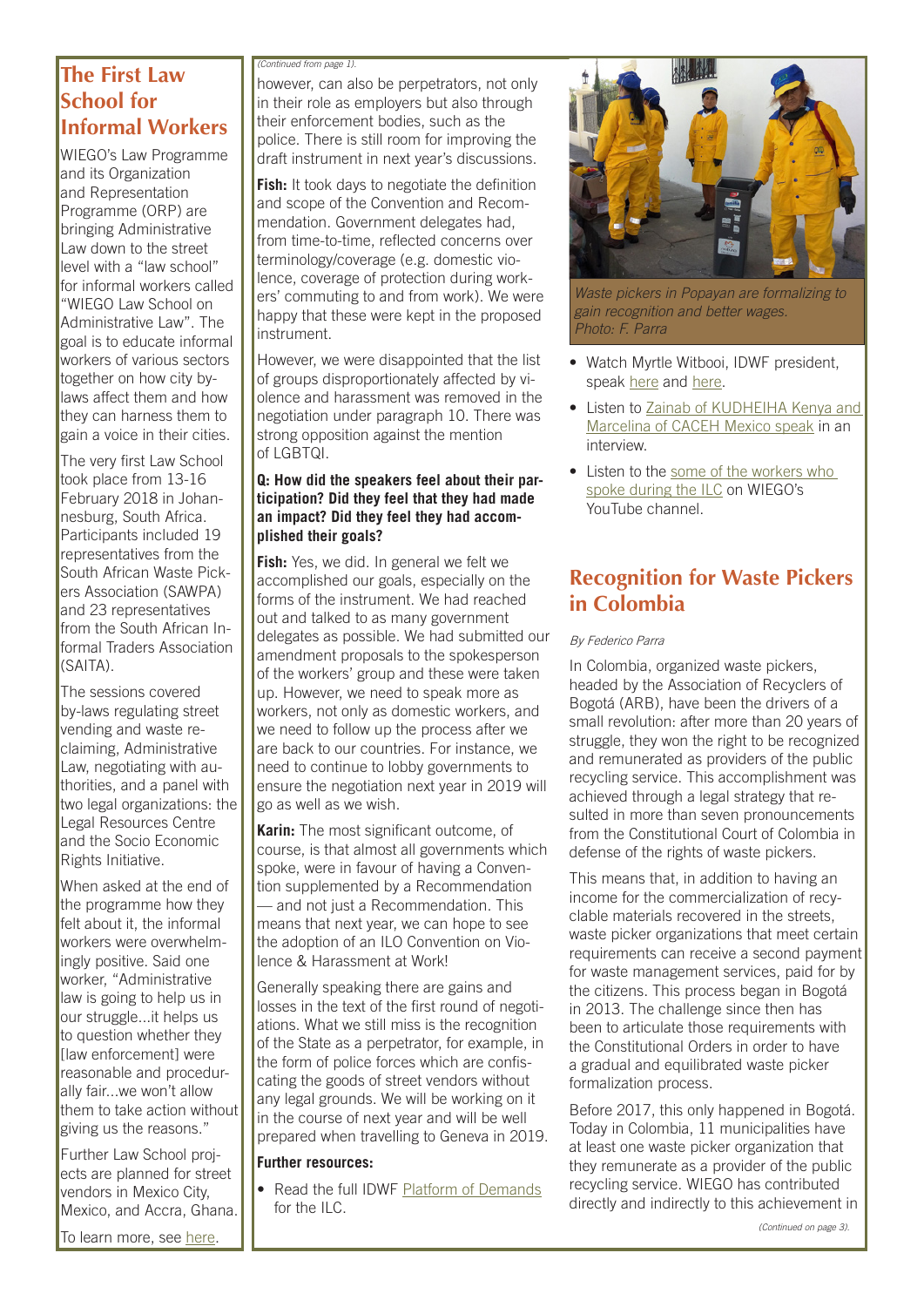## The First Law School for Informal Workers

WIEGO's Law Programme and its Organization and Representation Programme (ORP) are bringing Administrative Law down to the street level with a "law school" for informal workers called "WIEGO Law School on Administrative Law". The goal is to educate informal workers of various sectors together on how city by-laws affect them and how they can harness them to gain a voice in their cities.

The very first Law School took place from 13-16 February 2018 in Johannesburg, South Africa. Participants included 19 representatives from the South African Waste Pickers Association (SAWPA) and 23 representatives from the South African Informal Traders Association (SAITA).

The sessions covered by-laws regulating street vending and waste reclaiming, Administrative Law, negotiating with authorities, and a panel with two legal organizations: the Legal Resources Centre and the Socio Economic Rights Initiative.

When asked at the end of the programme how they felt about it, the informal workers were overwhelmingly positive. Said one worker, "Administrative law is going to help us in our struggle...it helps us to question whether they [law enforcement] were reasonable and procedurally fair...we won't allow them to take action without giving us the reasons."

Further Law School projects are planned for street vendors in Mexico City, Mexico, and Accra, Ghana.

To learn more, see here.

*(Continued from page 1).*

however, can also be perpetrators, not only in their role as employers but also through their enforcement bodies, such as the police. There is still room for improving the draft instrument in next year's discussions.

**Fish:** It took days to negotiate the definition and scope of the Convention and Recommendation. Government delegates had, from time-to-time, reflected concerns over terminology/coverage (e.g. domestic violence, coverage of protection during workers' commuting to and from work). We were happy that these were kept in the proposed instrument.

However, we were disappointed that the list of groups disproportionately affected by violence and harassment was removed in the negotiation under paragraph 10. There was strong opposition against the mention of LGBTQI.

**Q: How did the speakers feel about their participation? Did they feel that they had made an impact? Did they feel they had accomplished their goals?**

**Fish:** Yes, we did. In general we felt we accomplished our goals, especially on the forms of the instrument. We had reached out and talked to as many government delegates as possible. We had submitted our amendment proposals to the spokesperson of the workers' group and these were taken up. However, we need to speak more as workers, not only as domestic workers, and we need to follow up the process after we are back to our countries. For instance, we need to continue to lobby governments to ensure the negotiation next year in 2019 will go as well as we wish.

**Karin:** The most significant outcome, of course, is that almost all governments which spoke, were in favour of having a Convention supplemented by a Recommendation — and not just a Recommendation. This means that next year, we can hope to see the adoption of an ILO Convention on Violence & Harassment at Work!

Generally speaking there are gains and losses in the text of the first round of negotiations. What we still miss is the recognition of the State as a perpetrator, for example, in the form of police forces which are confiscating the goods of street vendors without any legal grounds. We will be working on it in the course of next year and will be well prepared when travelling to Geneva in 2019.

**Further resources:**

- Read the full IDWF Platform of Demands for the ILC.
- Watch Myrtle Witbooi, IDWF president, speak here and here.
- Listen to Zainab of KUDHEIHA Kenya and Marcelina of CACEH Mexico speak in an interview.
- Listen to the some of the workers who spoke during the ILC on WIEGO's YouTube channel.

*Waste pickers in Popayan are formalizing to gain recognition and better wages. Photo: F. Parra*

## Recognition for Waste Pickers in Colombia

*By Federico Parra*

In Colombia, organized waste pickers, headed by the Association of Recyclers of Bogotá (ARB), have been the drivers of a small revolution: after more than 20 years of struggle, they won the right to be recognized and remunerated as providers of the public recycling service. This accomplishment was achieved through a legal strategy that resulted in more than seven pronouncements from the Constitutional Court of Colombia in defense of the rights of waste pickers.

This means that, in addition to having an income for the commercialization of recyclable materials recovered in the streets, waste picker organizations that meet certain requirements can receive a second payment for waste management services, paid for by the citizens. This process began in Bogotá in 2013. The challenge since then has been to articulate those requirements with the Constitutional Orders in order to have a gradual and equilibrated waste picker formalization process.

Before 2017, this only happened in Bogotá. Today in Colombia, 11 municipalities have at least one waste picker organization that they remunerate as a provider of the public recycling service. WIEGO has contributed directly and indirectly to this achievement in

*(Continued on page 3).*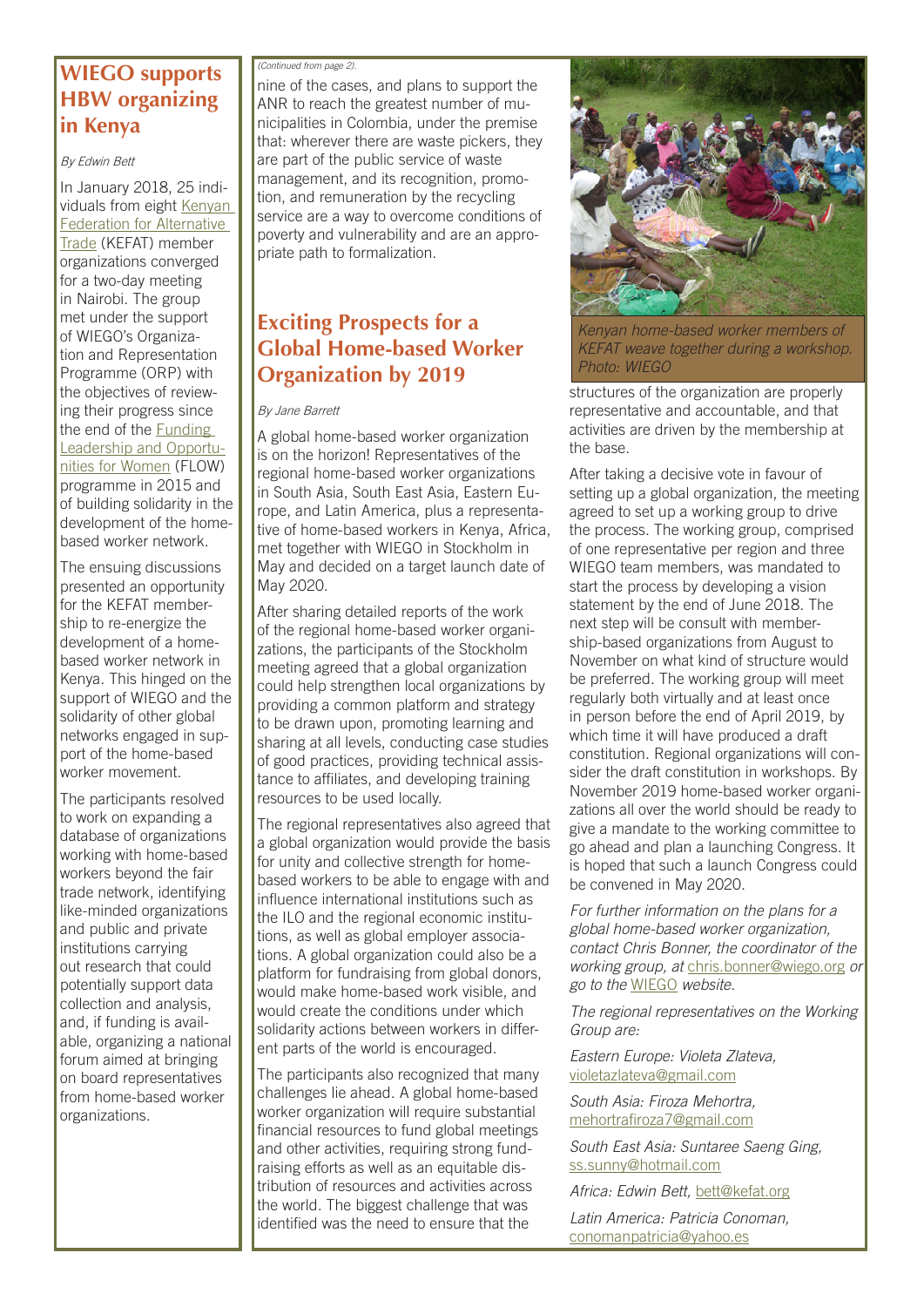## WIEGO supports HBW organizing in Kenya

*By Edwin Bett*

In January 2018, 25 individuals from eight Kenyan Federation for Alternative Trade (KEFAT) member organizations converged for a two-day meeting in Nairobi. The group met under the support of WIEGO's Organization and Representation Programme (ORP) with the objectives of reviewing their progress since the end of the Funding Leadership and Opportunities for Women (FLOW) programme in 2015 and of building solidarity in the development of the home-based worker network.

The ensuing discussions presented an opportunity for the KEFAT membership to re-energize the development of a home-based worker network in Kenya. This hinged on the support of WIEGO and the solidarity of other global networks engaged in support of the home-based worker movement.

The participants resolved to work on expanding a database of organizations working with home-based workers beyond the fair trade network, identifying like-minded organizations and public and private institutions carrying out research that could potentially support data collection and analysis, and, if funding is available, organizing a national forum aimed at bringing on board representatives from home-based worker organizations.

*(Continued from page 2).*

nine of the cases, and plans to support the ANR to reach the greatest number of municipalities in Colombia, under the premise that: wherever there are waste pickers, they are part of the public service of waste management, and its recognition, promotion, and remuneration by the recycling service are a way to overcome conditions of poverty and vulnerability and are an appropriate path to formalization.

## Exciting Prospects for a Global Home-based Worker Organization by 2019

*By Jane Barrett*

A global home-based worker organization is on the horizon! Representatives of the regional home-based worker organizations in South Asia, South East Asia, Eastern Europe, and Latin America, plus a representative of home-based workers in Kenya, Africa, met together with WIEGO in Stockholm in May and decided on a target launch date of May 2020.

After sharing detailed reports of the work of the regional home-based worker organizations, the participants of the Stockholm meeting agreed that a global organization could help strengthen local organizations by providing a common platform and strategy to be drawn upon, promoting learning and sharing at all levels, conducting case studies of good practices, providing technical assistance to affiliates, and developing training resources to be used locally.

The regional representatives also agreed that a global organization would provide the basis for unity and collective strength for home-based workers to be able to engage with and influence international institutions such as the ILO and the regional economic institutions, as well as global employer associations. A global organization could also be a platform for fundraising from global donors, would make home-based work visible, and would create the conditions under which solidarity actions between workers in different parts of the world is encouraged.

The participants also recognized that many challenges lie ahead. A global home-based worker organization will require substantial financial resources to fund global meetings and other activities, requiring strong fundraising efforts as well as an equitable distribution of resources and activities across the world. The biggest challenge that was identified was the need to ensure that the structures of the organization are properly representative and accountable, and that activities are driven by the membership at the base.

*Kenyan home-based worker members of KEFAT weave together during a workshop. Photo: WIEGO*

After taking a decisive vote in favour of setting up a global organization, the meeting agreed to set up a working group to drive the process. The working group, comprised of one representative per region and three WIEGO team members, was mandated to start the process by developing a vision statement by the end of June 2018. The next step will be consult with membership-based organizations from August to November on what kind of structure would be preferred. The working group will meet regularly both virtually and at least once in person before the end of April 2019, by which time it will have produced a draft constitution. Regional organizations will consider the draft constitution in workshops. By November 2019 home-based worker organizations all over the world should be ready to give a mandate to the working committee to go ahead and plan a launching Congress. It is hoped that such a launch Congress could be convened in May 2020.

*For further information on the plans for a global home-based worker organization, contact Chris Bonner, the coordinator of the working group, at* chris.bonner@wiego.org *or go to the* WIEGO *website.*

*The regional representatives on the Working Group are:*

*Eastern Europe: Violeta Zlateva,* violetazlateva@gmail.com

*South Asia: Firoza Mehortra,* mehortrafiroza7@gmail.com

*South East Asia: Suntaree Saeng Ging,* ss.sunny@hotmail.com

*Africa: Edwin Bett,* bett@kefat.org

*Latin America: Patricia Conoman,* conomanpatricia@yahoo.es